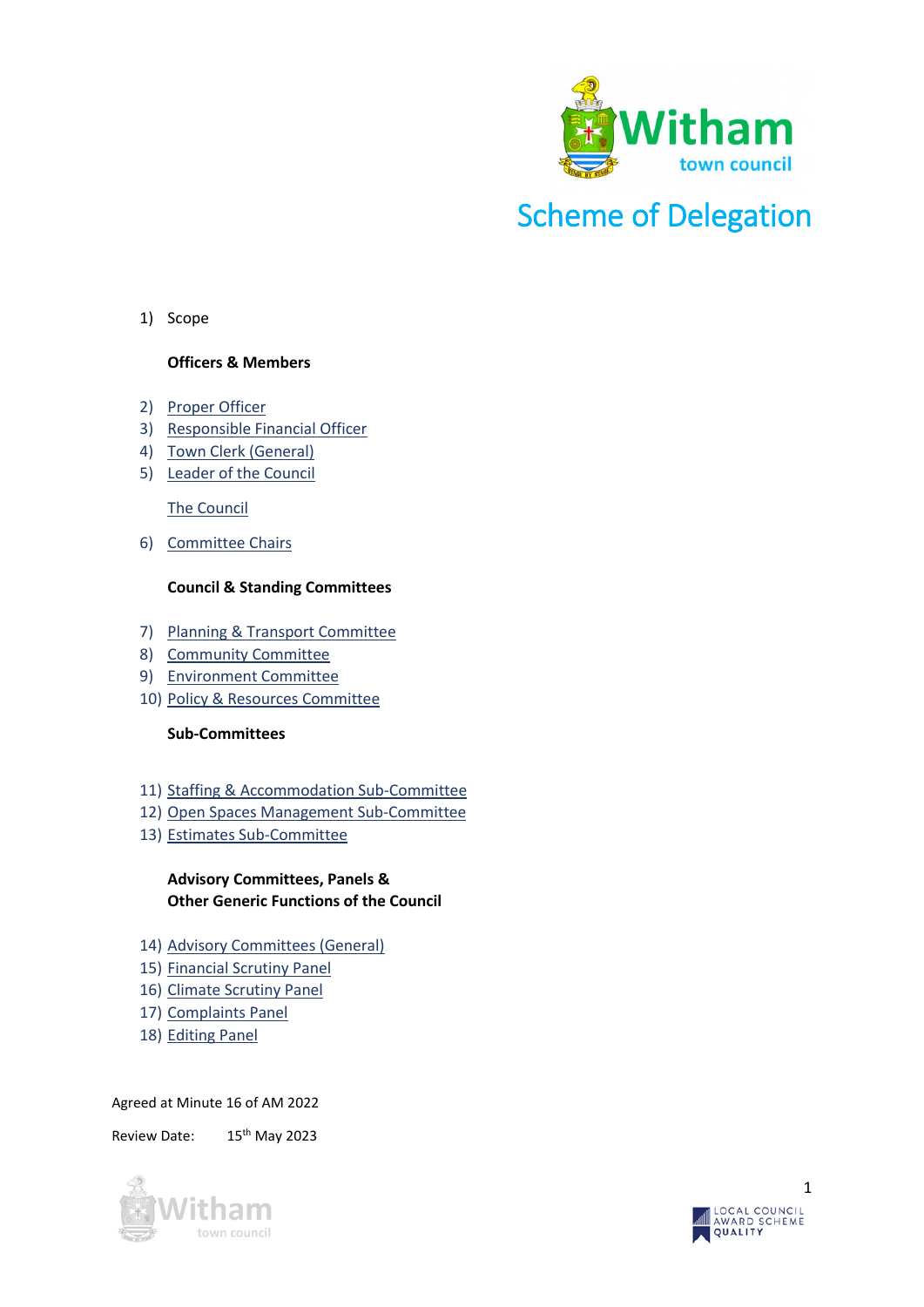# Scheme of Delegation

1) Scope

**Officers & Members**

2) Proper Officer
3) Responsible Financial Officer
4) Town Clerk (General)
5) Leader of the Council

The Council

6) Committee Chairs

**Council & Standing Committees**

7) Planning & Transport Committee
8) Community Committee
9) Environment Committee
10) Policy & Resources Committee

**Sub-Committees**

11) Staffing & Accommodation Sub-Committee
12) Open Spaces Management Sub-Committee
13) Estimates Sub-Committee

**Advisory Committees, Panels & Other Generic Functions of the Council**

14) Advisory Committees (General)
15) Financial Scrutiny Panel
16) Climate Scrutiny Panel
17) Complaints Panel
18) Editing Panel

Agreed at Minute 16 of AM 2022

Review Date: 15th May 2023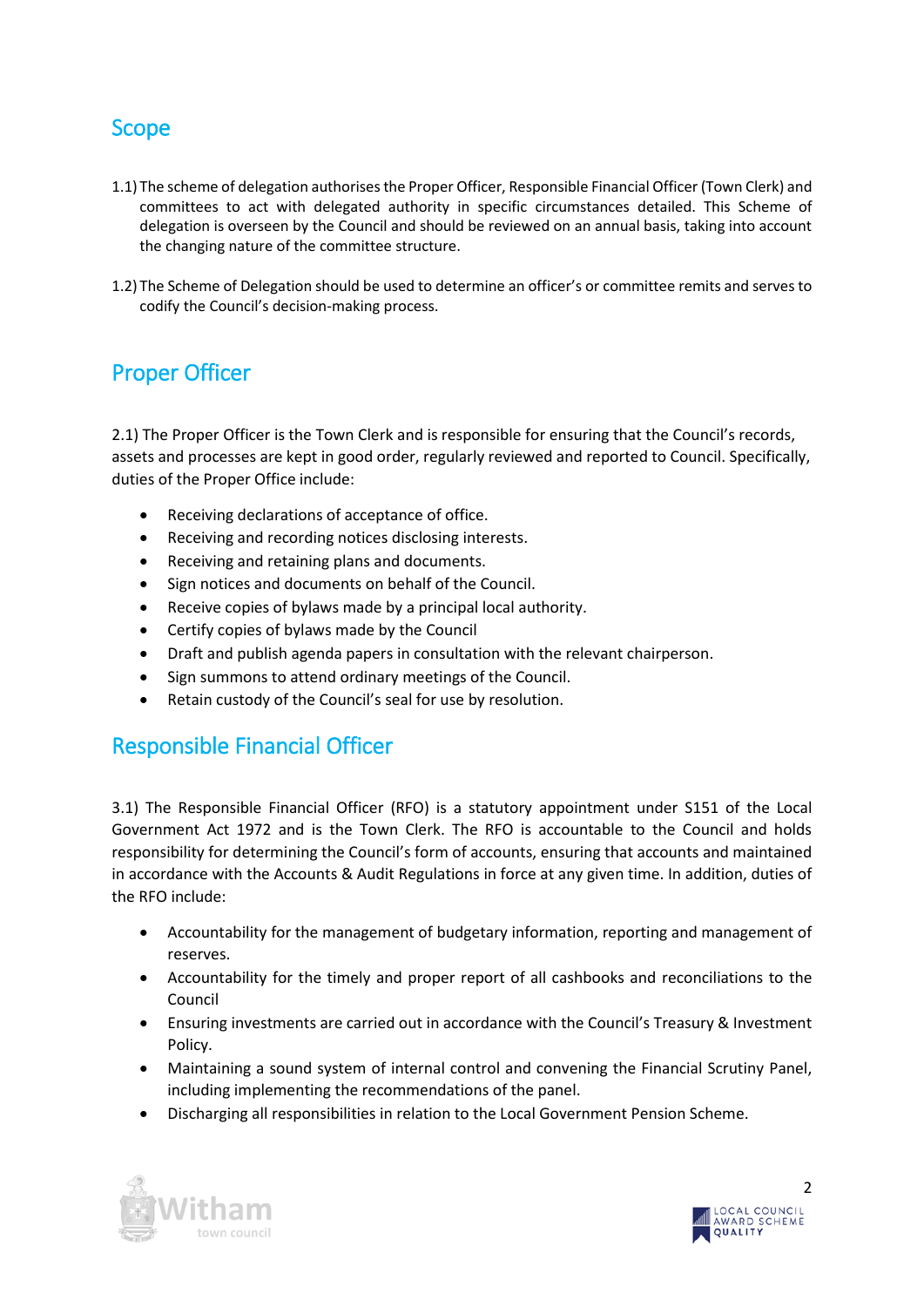## Scope

1.1) The scheme of delegation authorises the Proper Officer, Responsible Financial Officer (Town Clerk) and committees to act with delegated authority in specific circumstances detailed. This Scheme of delegation is overseen by the Council and should be reviewed on an annual basis, taking into account the changing nature of the committee structure.

1.2) The Scheme of Delegation should be used to determine an officer's or committee remits and serves to codify the Council's decision-making process.

## Proper Officer

2.1) The Proper Officer is the Town Clerk and is responsible for ensuring that the Council's records, assets and processes are kept in good order, regularly reviewed and reported to Council. Specifically, duties of the Proper Office include:

- Receiving declarations of acceptance of office.
- Receiving and recording notices disclosing interests.
- Receiving and retaining plans and documents.
- Sign notices and documents on behalf of the Council.
- Receive copies of bylaws made by a principal local authority.
- Certify copies of bylaws made by the Council
- Draft and publish agenda papers in consultation with the relevant chairperson.
- Sign summons to attend ordinary meetings of the Council.
- Retain custody of the Council's seal for use by resolution.

## Responsible Financial Officer

3.1) The Responsible Financial Officer (RFO) is a statutory appointment under S151 of the Local Government Act 1972 and is the Town Clerk. The RFO is accountable to the Council and holds responsibility for determining the Council's form of accounts, ensuring that accounts and maintained in accordance with the Accounts & Audit Regulations in force at any given time. In addition, duties of the RFO include:

- Accountability for the management of budgetary information, reporting and management of reserves.
- Accountability for the timely and proper report of all cashbooks and reconciliations to the Council
- Ensuring investments are carried out in accordance with the Council's Treasury & Investment Policy.
- Maintaining a sound system of internal control and convening the Financial Scrutiny Panel, including implementing the recommendations of the panel.
- Discharging all responsibilities in relation to the Local Government Pension Scheme.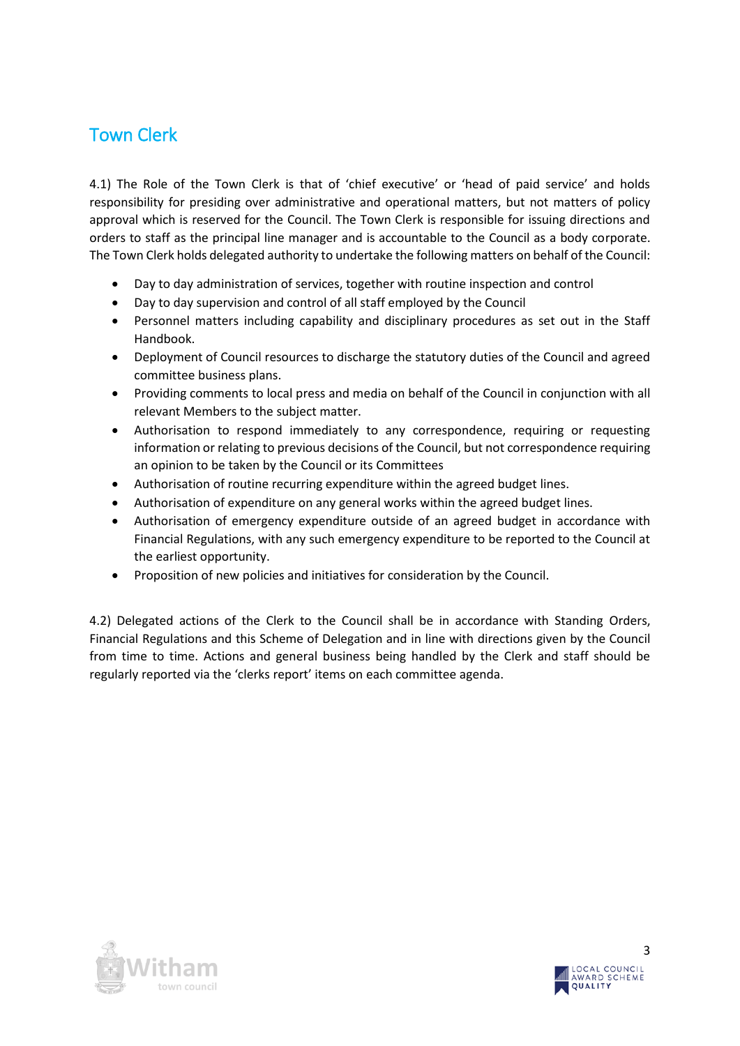## Town Clerk

4.1) The Role of the Town Clerk is that of 'chief executive' or 'head of paid service' and holds responsibility for presiding over administrative and operational matters, but not matters of policy approval which is reserved for the Council. The Town Clerk is responsible for issuing directions and orders to staff as the principal line manager and is accountable to the Council as a body corporate. The Town Clerk holds delegated authority to undertake the following matters on behalf of the Council:

- Day to day administration of services, together with routine inspection and control
- Day to day supervision and control of all staff employed by the Council
- Personnel matters including capability and disciplinary procedures as set out in the Staff Handbook.
- Deployment of Council resources to discharge the statutory duties of the Council and agreed committee business plans.
- Providing comments to local press and media on behalf of the Council in conjunction with all relevant Members to the subject matter.
- Authorisation to respond immediately to any correspondence, requiring or requesting information or relating to previous decisions of the Council, but not correspondence requiring an opinion to be taken by the Council or its Committees
- Authorisation of routine recurring expenditure within the agreed budget lines.
- Authorisation of expenditure on any general works within the agreed budget lines.
- Authorisation of emergency expenditure outside of an agreed budget in accordance with Financial Regulations, with any such emergency expenditure to be reported to the Council at the earliest opportunity.
- Proposition of new policies and initiatives for consideration by the Council.

4.2) Delegated actions of the Clerk to the Council shall be in accordance with Standing Orders, Financial Regulations and this Scheme of Delegation and in line with directions given by the Council from time to time. Actions and general business being handled by the Clerk and staff should be regularly reported via the 'clerks report' items on each committee agenda.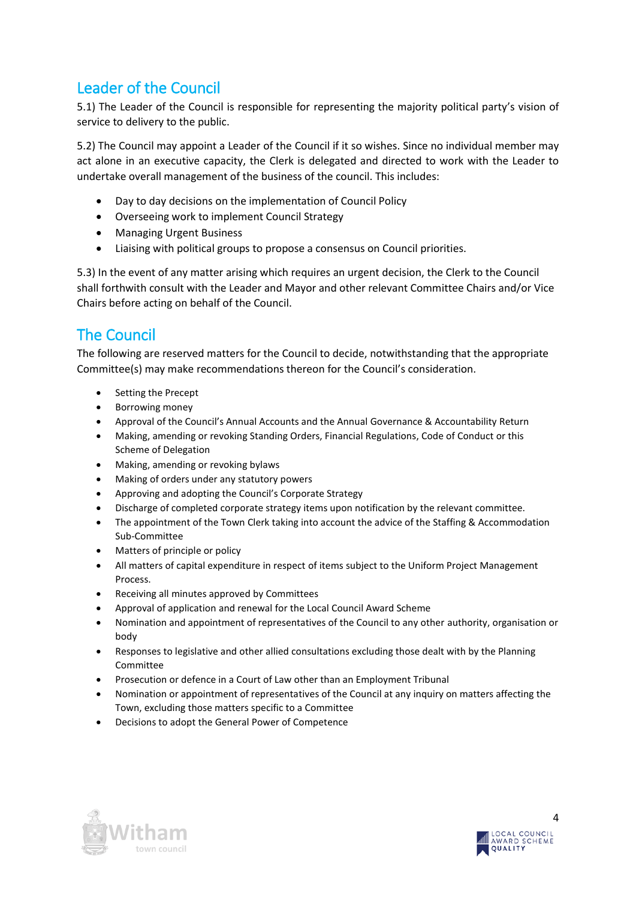## Leader of the Council

5.1) The Leader of the Council is responsible for representing the majority political party's vision of service to delivery to the public.

5.2) The Council may appoint a Leader of the Council if it so wishes. Since no individual member may act alone in an executive capacity, the Clerk is delegated and directed to work with the Leader to undertake overall management of the business of the council. This includes:

- Day to day decisions on the implementation of Council Policy
- Overseeing work to implement Council Strategy
- Managing Urgent Business
- Liaising with political groups to propose a consensus on Council priorities.

5.3) In the event of any matter arising which requires an urgent decision, the Clerk to the Council shall forthwith consult with the Leader and Mayor and other relevant Committee Chairs and/or Vice Chairs before acting on behalf of the Council.

## The Council

The following are reserved matters for the Council to decide, notwithstanding that the appropriate Committee(s) may make recommendations thereon for the Council's consideration.

- Setting the Precept
- Borrowing money
- Approval of the Council's Annual Accounts and the Annual Governance & Accountability Return
- Making, amending or revoking Standing Orders, Financial Regulations, Code of Conduct or this Scheme of Delegation
- Making, amending or revoking bylaws
- Making of orders under any statutory powers
- Approving and adopting the Council's Corporate Strategy
- Discharge of completed corporate strategy items upon notification by the relevant committee.
- The appointment of the Town Clerk taking into account the advice of the Staffing & Accommodation Sub-Committee
- Matters of principle or policy
- All matters of capital expenditure in respect of items subject to the Uniform Project Management Process.
- Receiving all minutes approved by Committees
- Approval of application and renewal for the Local Council Award Scheme
- Nomination and appointment of representatives of the Council to any other authority, organisation or body
- Responses to legislative and other allied consultations excluding those dealt with by the Planning Committee
- Prosecution or defence in a Court of Law other than an Employment Tribunal
- Nomination or appointment of representatives of the Council at any inquiry on matters affecting the Town, excluding those matters specific to a Committee
- Decisions to adopt the General Power of Competence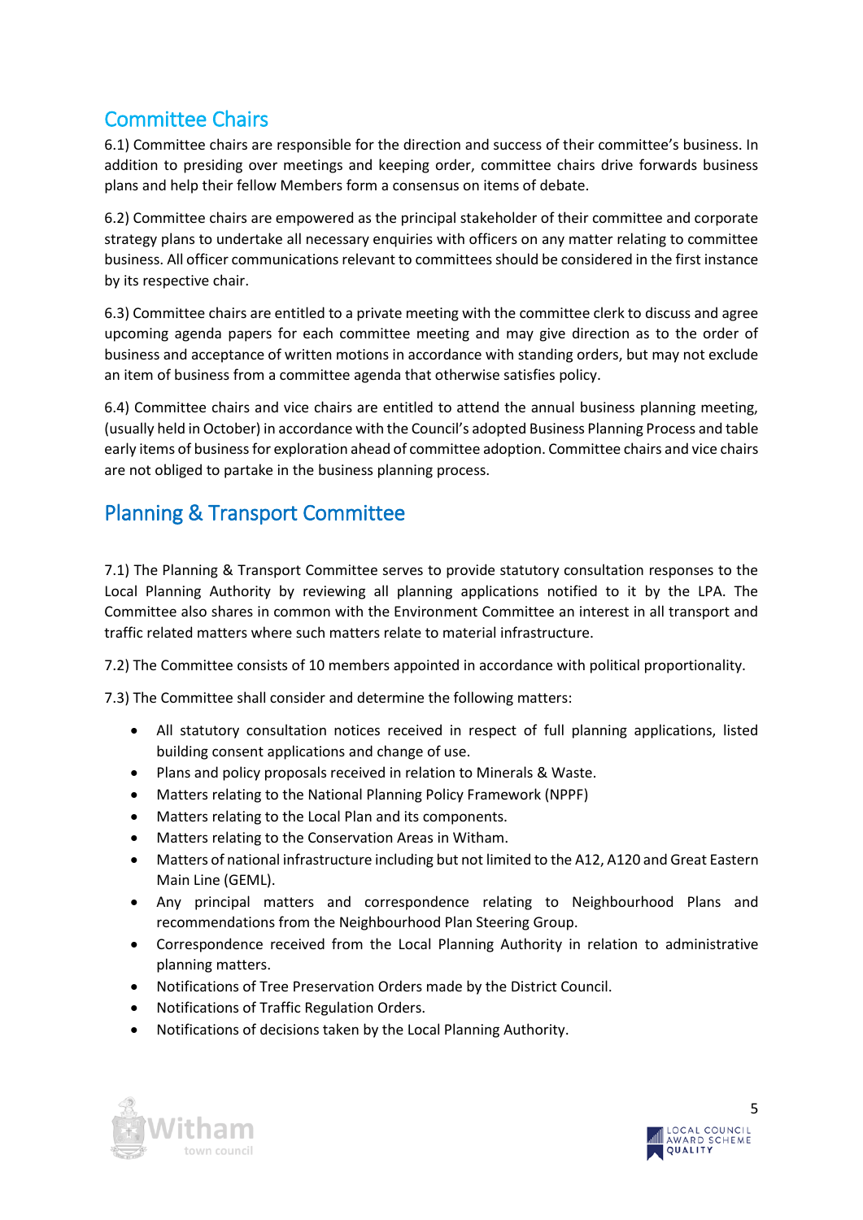## Committee Chairs

6.1) Committee chairs are responsible for the direction and success of their committee's business. In addition to presiding over meetings and keeping order, committee chairs drive forwards business plans and help their fellow Members form a consensus on items of debate.

6.2) Committee chairs are empowered as the principal stakeholder of their committee and corporate strategy plans to undertake all necessary enquiries with officers on any matter relating to committee business. All officer communications relevant to committees should be considered in the first instance by its respective chair.

6.3) Committee chairs are entitled to a private meeting with the committee clerk to discuss and agree upcoming agenda papers for each committee meeting and may give direction as to the order of business and acceptance of written motions in accordance with standing orders, but may not exclude an item of business from a committee agenda that otherwise satisfies policy.

6.4) Committee chairs and vice chairs are entitled to attend the annual business planning meeting, (usually held in October) in accordance with the Council's adopted Business Planning Process and table early items of business for exploration ahead of committee adoption. Committee chairs and vice chairs are not obliged to partake in the business planning process.

## Planning & Transport Committee

7.1) The Planning & Transport Committee serves to provide statutory consultation responses to the Local Planning Authority by reviewing all planning applications notified to it by the LPA. The Committee also shares in common with the Environment Committee an interest in all transport and traffic related matters where such matters relate to material infrastructure.

7.2) The Committee consists of 10 members appointed in accordance with political proportionality.

7.3) The Committee shall consider and determine the following matters:

- All statutory consultation notices received in respect of full planning applications, listed building consent applications and change of use.
- Plans and policy proposals received in relation to Minerals & Waste.
- Matters relating to the National Planning Policy Framework (NPPF)
- Matters relating to the Local Plan and its components.
- Matters relating to the Conservation Areas in Witham.
- Matters of national infrastructure including but not limited to the A12, A120 and Great Eastern Main Line (GEML).
- Any principal matters and correspondence relating to Neighbourhood Plans and recommendations from the Neighbourhood Plan Steering Group.
- Correspondence received from the Local Planning Authority in relation to administrative planning matters.
- Notifications of Tree Preservation Orders made by the District Council.
- Notifications of Traffic Regulation Orders.
- Notifications of decisions taken by the Local Planning Authority.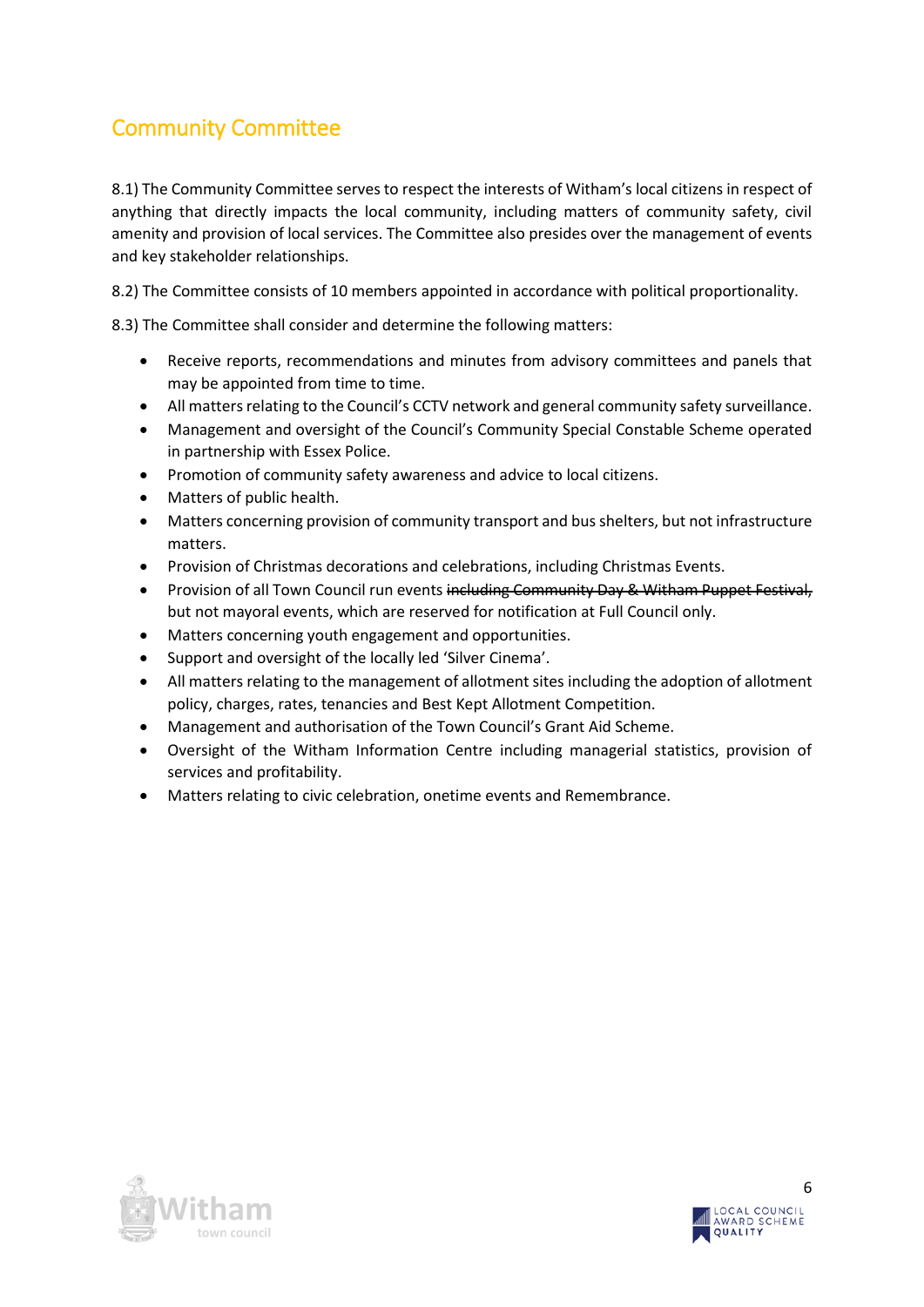## Community Committee

8.1) The Community Committee serves to respect the interests of Witham's local citizens in respect of anything that directly impacts the local community, including matters of community safety, civil amenity and provision of local services. The Committee also presides over the management of events and key stakeholder relationships.

8.2) The Committee consists of 10 members appointed in accordance with political proportionality.

8.3) The Committee shall consider and determine the following matters:

- Receive reports, recommendations and minutes from advisory committees and panels that may be appointed from time to time.
- All matters relating to the Council's CCTV network and general community safety surveillance.
- Management and oversight of the Council's Community Special Constable Scheme operated in partnership with Essex Police.
- Promotion of community safety awareness and advice to local citizens.
- Matters of public health.
- Matters concerning provision of community transport and bus shelters, but not infrastructure matters.
- Provision of Christmas decorations and celebrations, including Christmas Events.
- Provision of all Town Council run events ~~including Community Day & Witham Puppet Festival,~~ but not mayoral events, which are reserved for notification at Full Council only.
- Matters concerning youth engagement and opportunities.
- Support and oversight of the locally led 'Silver Cinema'.
- All matters relating to the management of allotment sites including the adoption of allotment policy, charges, rates, tenancies and Best Kept Allotment Competition.
- Management and authorisation of the Town Council's Grant Aid Scheme.
- Oversight of the Witham Information Centre including managerial statistics, provision of services and profitability.
- Matters relating to civic celebration, onetime events and Remembrance.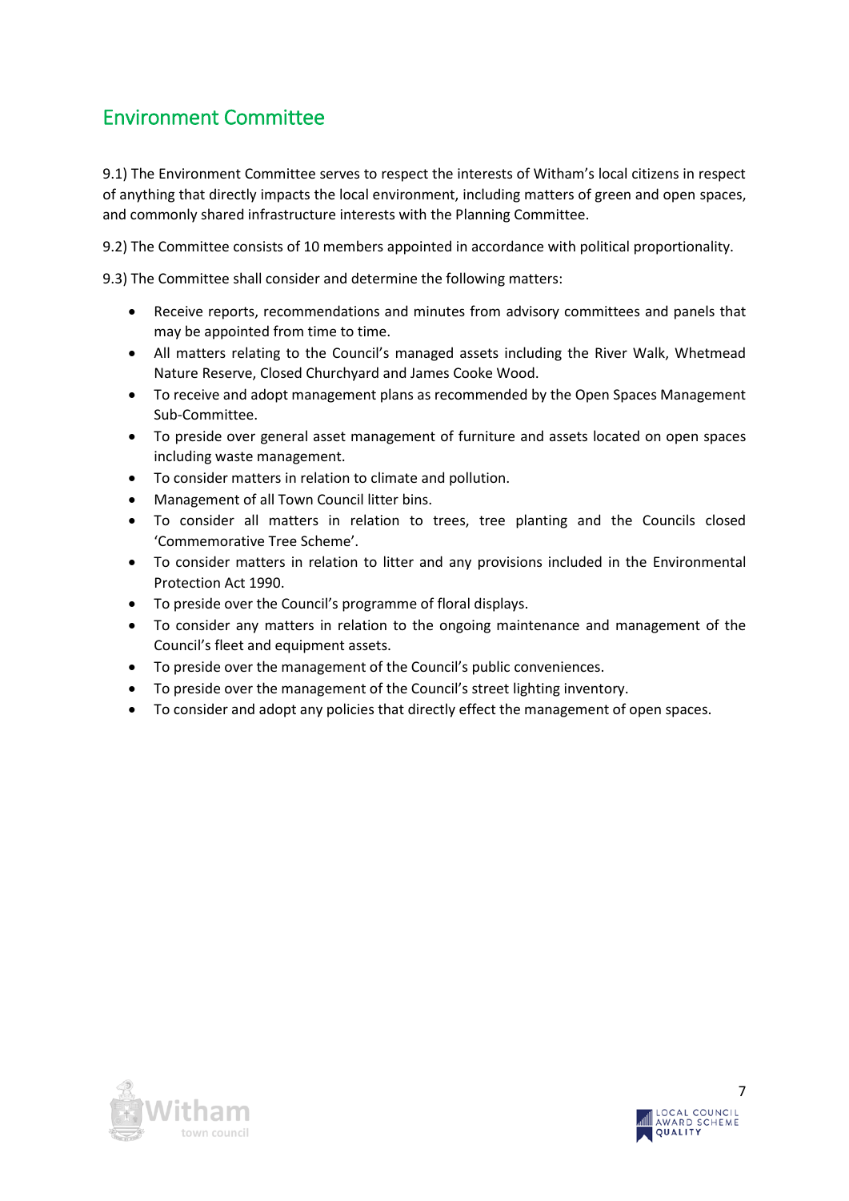## Environment Committee

9.1) The Environment Committee serves to respect the interests of Witham's local citizens in respect of anything that directly impacts the local environment, including matters of green and open spaces, and commonly shared infrastructure interests with the Planning Committee.

9.2) The Committee consists of 10 members appointed in accordance with political proportionality.

9.3) The Committee shall consider and determine the following matters:

- Receive reports, recommendations and minutes from advisory committees and panels that may be appointed from time to time.
- All matters relating to the Council's managed assets including the River Walk, Whetmead Nature Reserve, Closed Churchyard and James Cooke Wood.
- To receive and adopt management plans as recommended by the Open Spaces Management Sub-Committee.
- To preside over general asset management of furniture and assets located on open spaces including waste management.
- To consider matters in relation to climate and pollution.
- Management of all Town Council litter bins.
- To consider all matters in relation to trees, tree planting and the Councils closed 'Commemorative Tree Scheme'.
- To consider matters in relation to litter and any provisions included in the Environmental Protection Act 1990.
- To preside over the Council's programme of floral displays.
- To consider any matters in relation to the ongoing maintenance and management of the Council's fleet and equipment assets.
- To preside over the management of the Council's public conveniences.
- To preside over the management of the Council's street lighting inventory.
- To consider and adopt any policies that directly effect the management of open spaces.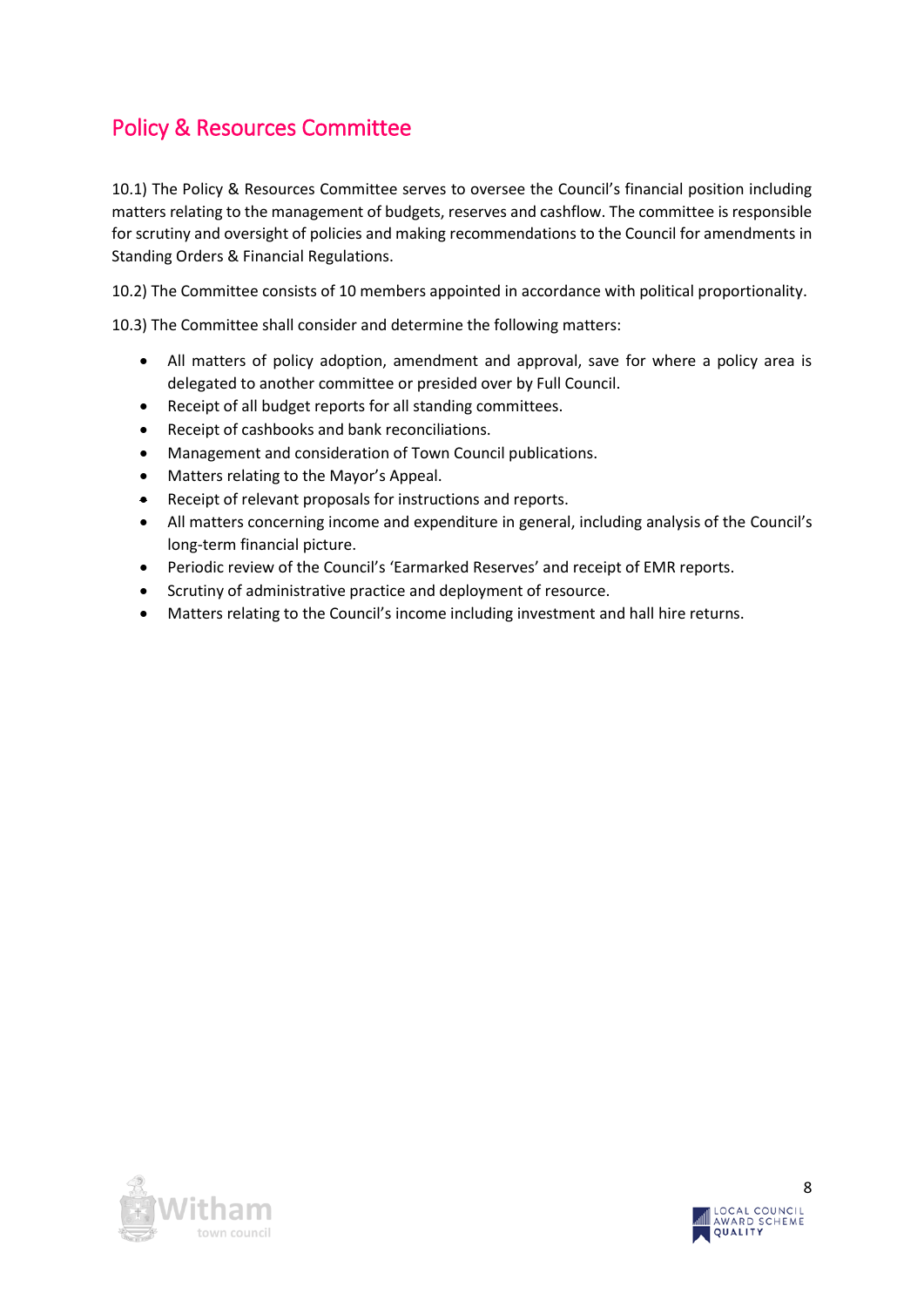## Policy & Resources Committee

10.1) The Policy & Resources Committee serves to oversee the Council's financial position including matters relating to the management of budgets, reserves and cashflow. The committee is responsible for scrutiny and oversight of policies and making recommendations to the Council for amendments in Standing Orders & Financial Regulations.

10.2) The Committee consists of 10 members appointed in accordance with political proportionality.

10.3) The Committee shall consider and determine the following matters:

- All matters of policy adoption, amendment and approval, save for where a policy area is delegated to another committee or presided over by Full Council.
- Receipt of all budget reports for all standing committees.
- Receipt of cashbooks and bank reconciliations.
- Management and consideration of Town Council publications.
- Matters relating to the Mayor's Appeal.
- Receipt of relevant proposals for instructions and reports.
- All matters concerning income and expenditure in general, including analysis of the Council's long-term financial picture.
- Periodic review of the Council's 'Earmarked Reserves' and receipt of EMR reports.
- Scrutiny of administrative practice and deployment of resource.
- Matters relating to the Council's income including investment and hall hire returns.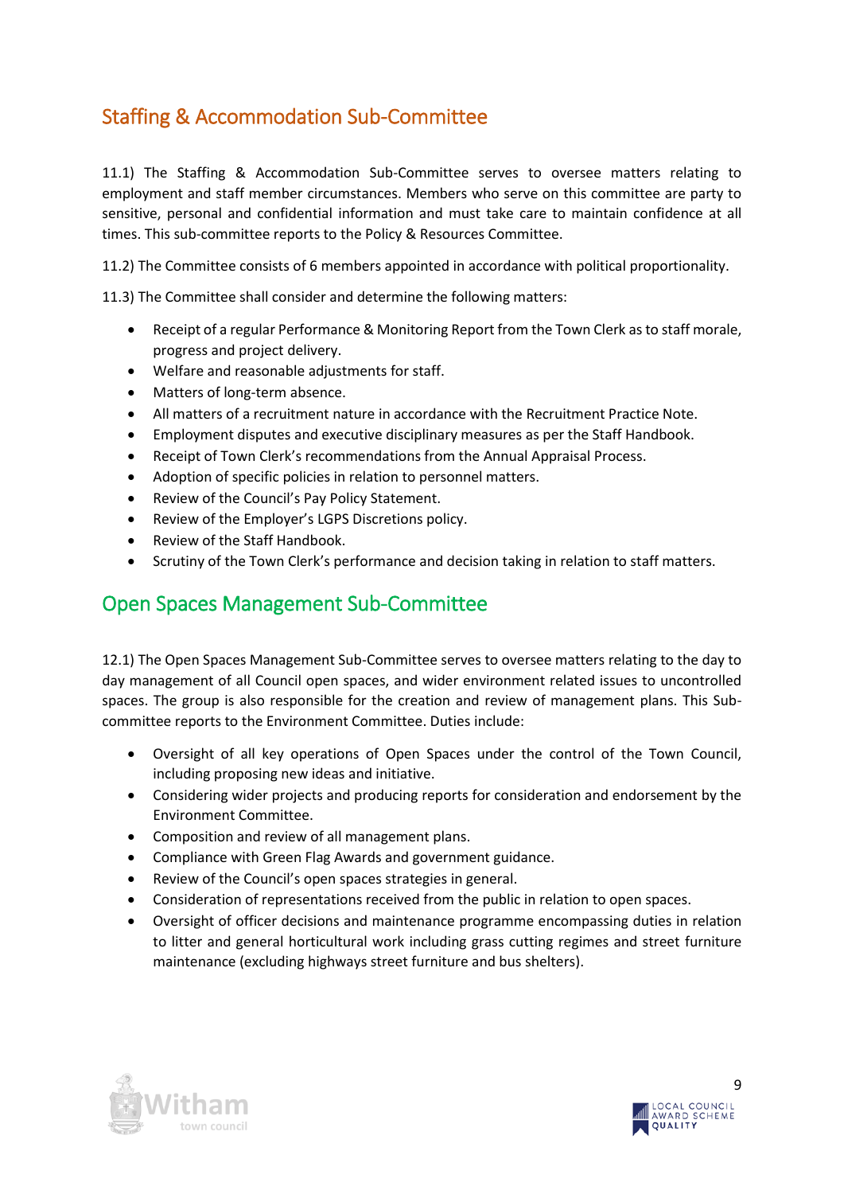## Staffing & Accommodation Sub-Committee

11.1) The Staffing & Accommodation Sub-Committee serves to oversee matters relating to employment and staff member circumstances. Members who serve on this committee are party to sensitive, personal and confidential information and must take care to maintain confidence at all times. This sub-committee reports to the Policy & Resources Committee.

11.2) The Committee consists of 6 members appointed in accordance with political proportionality.

11.3) The Committee shall consider and determine the following matters:

- Receipt of a regular Performance & Monitoring Report from the Town Clerk as to staff morale, progress and project delivery.
- Welfare and reasonable adjustments for staff.
- Matters of long-term absence.
- All matters of a recruitment nature in accordance with the Recruitment Practice Note.
- Employment disputes and executive disciplinary measures as per the Staff Handbook.
- Receipt of Town Clerk's recommendations from the Annual Appraisal Process.
- Adoption of specific policies in relation to personnel matters.
- Review of the Council's Pay Policy Statement.
- Review of the Employer's LGPS Discretions policy.
- Review of the Staff Handbook.
- Scrutiny of the Town Clerk's performance and decision taking in relation to staff matters.

## Open Spaces Management Sub-Committee

12.1) The Open Spaces Management Sub-Committee serves to oversee matters relating to the day to day management of all Council open spaces, and wider environment related issues to uncontrolled spaces. The group is also responsible for the creation and review of management plans. This Sub-committee reports to the Environment Committee. Duties include:

- Oversight of all key operations of Open Spaces under the control of the Town Council, including proposing new ideas and initiative.
- Considering wider projects and producing reports for consideration and endorsement by the Environment Committee.
- Composition and review of all management plans.
- Compliance with Green Flag Awards and government guidance.
- Review of the Council's open spaces strategies in general.
- Consideration of representations received from the public in relation to open spaces.
- Oversight of officer decisions and maintenance programme encompassing duties in relation to litter and general horticultural work including grass cutting regimes and street furniture maintenance (excluding highways street furniture and bus shelters).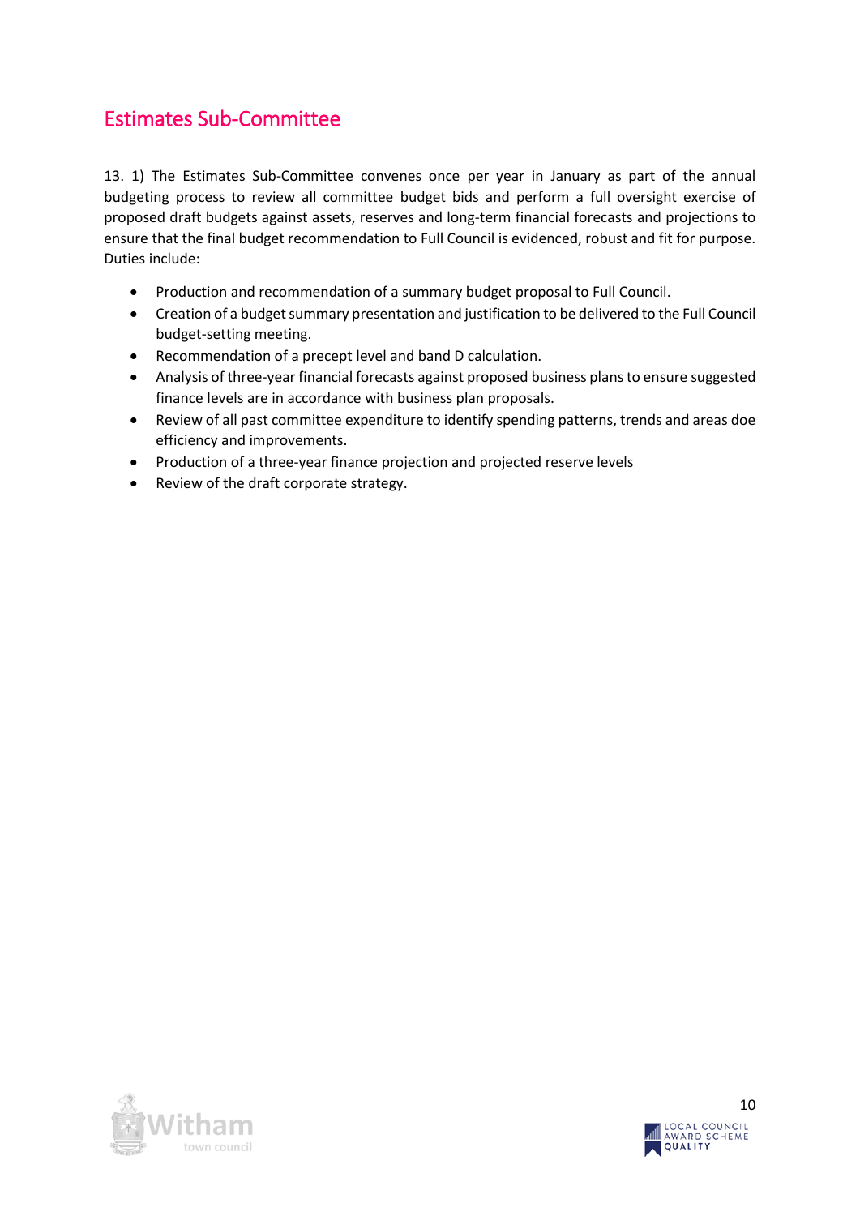## Estimates Sub-Committee

13. 1) The Estimates Sub-Committee convenes once per year in January as part of the annual budgeting process to review all committee budget bids and perform a full oversight exercise of proposed draft budgets against assets, reserves and long-term financial forecasts and projections to ensure that the final budget recommendation to Full Council is evidenced, robust and fit for purpose. Duties include:

- Production and recommendation of a summary budget proposal to Full Council.
- Creation of a budget summary presentation and justification to be delivered to the Full Council budget-setting meeting.
- Recommendation of a precept level and band D calculation.
- Analysis of three-year financial forecasts against proposed business plans to ensure suggested finance levels are in accordance with business plan proposals.
- Review of all past committee expenditure to identify spending patterns, trends and areas doe efficiency and improvements.
- Production of a three-year finance projection and projected reserve levels
- Review of the draft corporate strategy.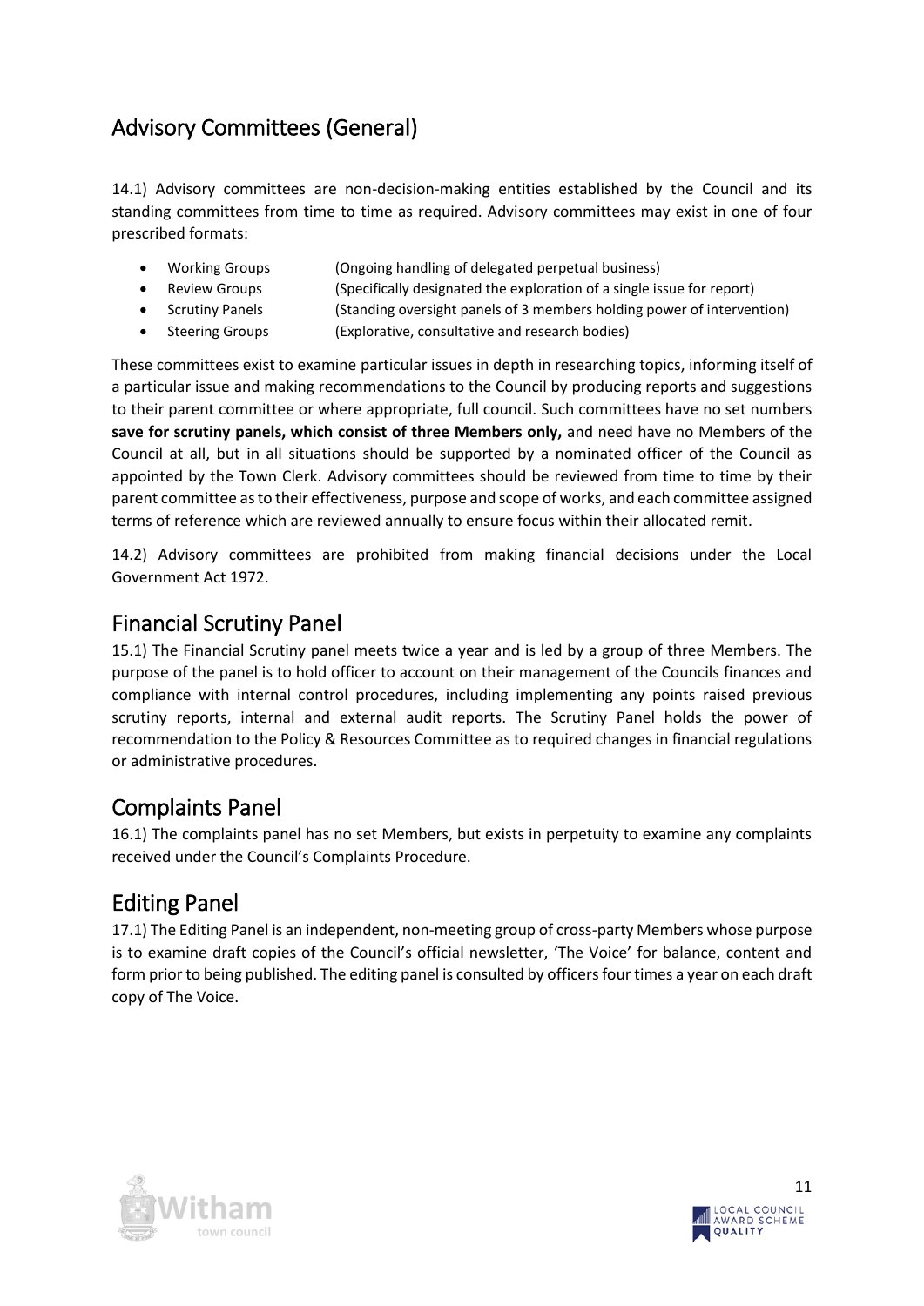## Advisory Committees (General)

14.1) Advisory committees are non-decision-making entities established by the Council and its standing committees from time to time as required. Advisory committees may exist in one of four prescribed formats:

- Working Groups (Ongoing handling of delegated perpetual business)
- Review Groups (Specifically designated the exploration of a single issue for report)
- Scrutiny Panels (Standing oversight panels of 3 members holding power of intervention)
- Steering Groups (Explorative, consultative and research bodies)

These committees exist to examine particular issues in depth in researching topics, informing itself of a particular issue and making recommendations to the Council by producing reports and suggestions to their parent committee or where appropriate, full council. Such committees have no set numbers **save for scrutiny panels, which consist of three Members only,** and need have no Members of the Council at all, but in all situations should be supported by a nominated officer of the Council as appointed by the Town Clerk. Advisory committees should be reviewed from time to time by their parent committee as to their effectiveness, purpose and scope of works, and each committee assigned terms of reference which are reviewed annually to ensure focus within their allocated remit.

14.2) Advisory committees are prohibited from making financial decisions under the Local Government Act 1972.

## Financial Scrutiny Panel

15.1) The Financial Scrutiny panel meets twice a year and is led by a group of three Members. The purpose of the panel is to hold officer to account on their management of the Councils finances and compliance with internal control procedures, including implementing any points raised previous scrutiny reports, internal and external audit reports. The Scrutiny Panel holds the power of recommendation to the Policy & Resources Committee as to required changes in financial regulations or administrative procedures.

## Complaints Panel

16.1) The complaints panel has no set Members, but exists in perpetuity to examine any complaints received under the Council's Complaints Procedure.

## Editing Panel

17.1) The Editing Panel is an independent, non-meeting group of cross-party Members whose purpose is to examine draft copies of the Council's official newsletter, 'The Voice' for balance, content and form prior to being published. The editing panel is consulted by officers four times a year on each draft copy of The Voice.